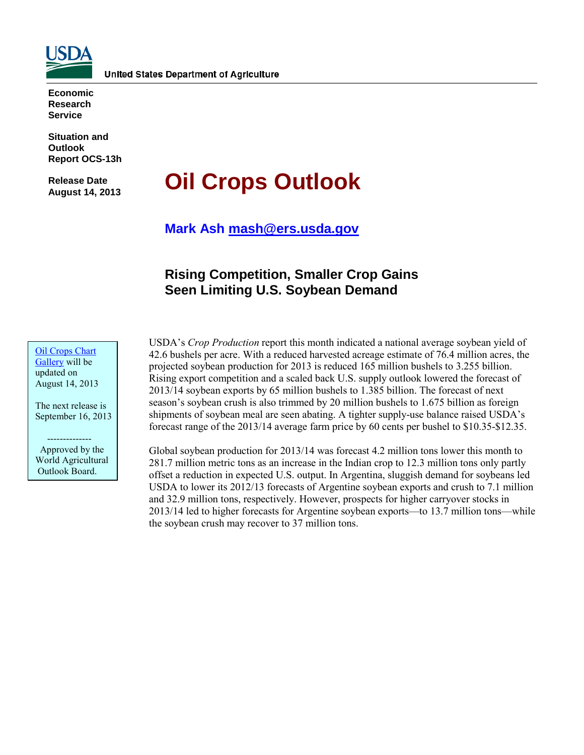United States Department of Agriculture

**Economic Research Service**

**Situation and Outlook Report OCS-13h**

**Release Date August 14, 2013**

# Oil Crops Outlook

**Mark Ash mash@ers.usda.gov**

## Rising Competition, Smaller Crop Gains Seen Limiting U.S. Soybean Demand

Oil Crops Chart Gallery will be updated on August 14, 2013

The next release is September 16, 2013

--------------

Approved by the World Agricultural Outlook Board.

USDA's *Crop Production* report this month indicated a national average soybean yield of 42.6 bushels per acre. With a reduced harvested acreage estimate of 76.4 million acres, the projected soybean production for 2013 is reduced 165 million bushels to 3.255 billion. Rising export competition and a scaled back U.S. supply outlook lowered the forecast of 2013/14 soybean exports by 65 million bushels to 1.385 billion. The forecast of next season's soybean crush is also trimmed by 20 million bushels to 1.675 billion as foreign shipments of soybean meal are seen abating. A tighter supply-use balance raised USDA's forecast range of the 2013/14 average farm price by 60 cents per bushel to $10.35-$12.35.

Global soybean production for 2013/14 was forecast 4.2 million tons lower this month to 281.7 million metric tons as an increase in the Indian crop to 12.3 million tons only partly offset a reduction in expected U.S. output. In Argentina, sluggish demand for soybeans led USDA to lower its 2012/13 forecasts of Argentine soybean exports and crush to 7.1 million and 32.9 million tons, respectively. However, prospects for higher carryover stocks in 2013/14 led to higher forecasts for Argentine soybean exports—to 13.7 million tons—while the soybean crush may recover to 37 million tons.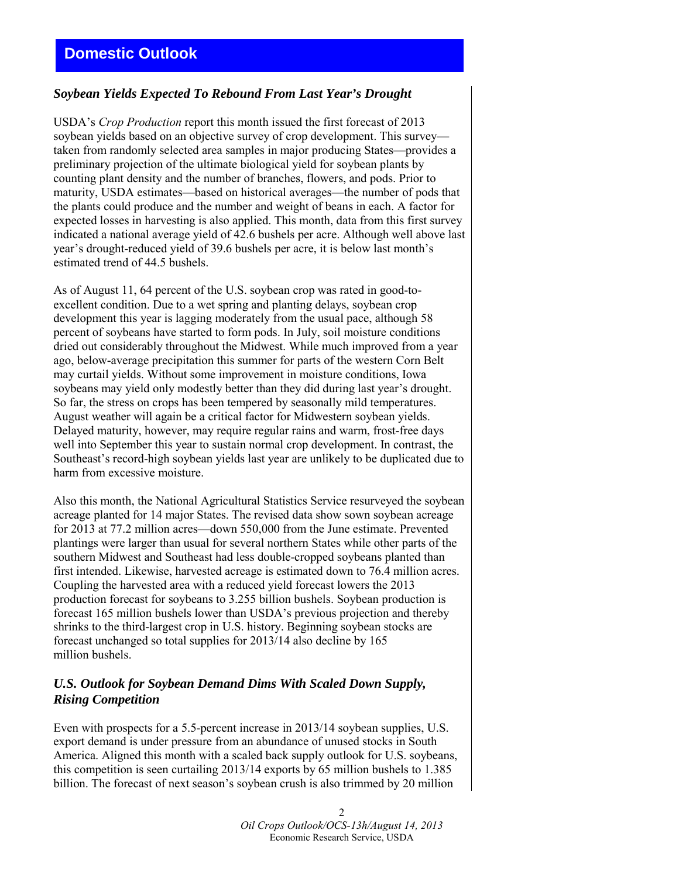## Domestic Outlook

### *Soybean Yields Expected To Rebound From Last Year's Drought*

USDA's *Crop Production* report this month issued the first forecast of 2013 soybean yields based on an objective survey of crop development. This survey—taken from randomly selected area samples in major producing States—provides a preliminary projection of the ultimate biological yield for soybean plants by counting plant density and the number of branches, flowers, and pods. Prior to maturity, USDA estimates—based on historical averages—the number of pods that the plants could produce and the number and weight of beans in each. A factor for expected losses in harvesting is also applied. This month, data from this first survey indicated a national average yield of 42.6 bushels per acre. Although well above last year's drought-reduced yield of 39.6 bushels per acre, it is below last month's estimated trend of 44.5 bushels.

As of August 11, 64 percent of the U.S. soybean crop was rated in good-to-excellent condition. Due to a wet spring and planting delays, soybean crop development this year is lagging moderately from the usual pace, although 58 percent of soybeans have started to form pods. In July, soil moisture conditions dried out considerably throughout the Midwest. While much improved from a year ago, below-average precipitation this summer for parts of the western Corn Belt may curtail yields. Without some improvement in moisture conditions, Iowa soybeans may yield only modestly better than they did during last year's drought. So far, the stress on crops has been tempered by seasonally mild temperatures. August weather will again be a critical factor for Midwestern soybean yields. Delayed maturity, however, may require regular rains and warm, frost-free days well into September this year to sustain normal crop development. In contrast, the Southeast's record-high soybean yields last year are unlikely to be duplicated due to harm from excessive moisture.

Also this month, the National Agricultural Statistics Service resurveyed the soybean acreage planted for 14 major States. The revised data show sown soybean acreage for 2013 at 77.2 million acres—down 550,000 from the June estimate. Prevented plantings were larger than usual for several northern States while other parts of the southern Midwest and Southeast had less double-cropped soybeans planted than first intended. Likewise, harvested acreage is estimated down to 76.4 million acres. Coupling the harvested area with a reduced yield forecast lowers the 2013 production forecast for soybeans to 3.255 billion bushels. Soybean production is forecast 165 million bushels lower than USDA's previous projection and thereby shrinks to the third-largest crop in U.S. history. Beginning soybean stocks are forecast unchanged so total supplies for 2013/14 also decline by 165 million bushels.

### *U.S. Outlook for Soybean Demand Dims With Scaled Down Supply, Rising Competition*

Even with prospects for a 5.5-percent increase in 2013/14 soybean supplies, U.S. export demand is under pressure from an abundance of unused stocks in South America. Aligned this month with a scaled back supply outlook for U.S. soybeans, this competition is seen curtailing 2013/14 exports by 65 million bushels to 1.385 billion. The forecast of next season's soybean crush is also trimmed by 20 million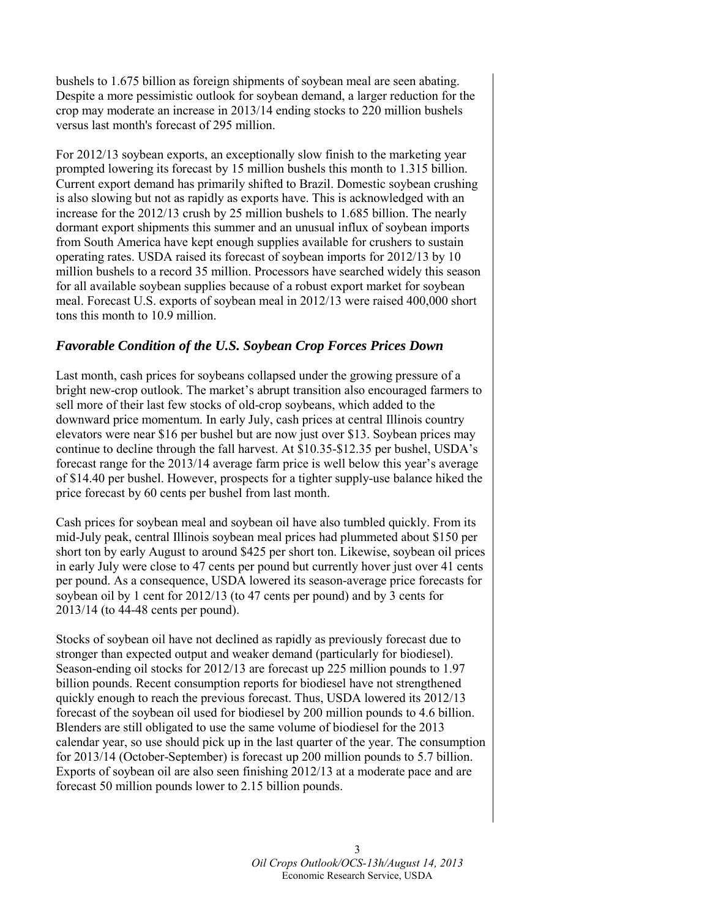bushels to 1.675 billion as foreign shipments of soybean meal are seen abating. Despite a more pessimistic outlook for soybean demand, a larger reduction for the crop may moderate an increase in 2013/14 ending stocks to 220 million bushels versus last month's forecast of 295 million.

For 2012/13 soybean exports, an exceptionally slow finish to the marketing year prompted lowering its forecast by 15 million bushels this month to 1.315 billion. Current export demand has primarily shifted to Brazil. Domestic soybean crushing is also slowing but not as rapidly as exports have. This is acknowledged with an increase for the 2012/13 crush by 25 million bushels to 1.685 billion. The nearly dormant export shipments this summer and an unusual influx of soybean imports from South America have kept enough supplies available for crushers to sustain operating rates. USDA raised its forecast of soybean imports for 2012/13 by 10 million bushels to a record 35 million. Processors have searched widely this season for all available soybean supplies because of a robust export market for soybean meal. Forecast U.S. exports of soybean meal in 2012/13 were raised 400,000 short tons this month to 10.9 million.

### *Favorable Condition of the U.S. Soybean Crop Forces Prices Down*

Last month, cash prices for soybeans collapsed under the growing pressure of a bright new-crop outlook. The market's abrupt transition also encouraged farmers to sell more of their last few stocks of old-crop soybeans, which added to the downward price momentum. In early July, cash prices at central Illinois country elevators were near $16 per bushel but are now just over $13. Soybean prices may continue to decline through the fall harvest. At $10.35-$12.35 per bushel, USDA's forecast range for the 2013/14 average farm price is well below this year's average of $14.40 per bushel. However, prospects for a tighter supply-use balance hiked the price forecast by 60 cents per bushel from last month.

Cash prices for soybean meal and soybean oil have also tumbled quickly. From its mid-July peak, central Illinois soybean meal prices had plummeted about $150 per short ton by early August to around $425 per short ton. Likewise, soybean oil prices in early July were close to 47 cents per pound but currently hover just over 41 cents per pound. As a consequence, USDA lowered its season-average price forecasts for soybean oil by 1 cent for 2012/13 (to 47 cents per pound) and by 3 cents for 2013/14 (to 44-48 cents per pound).

Stocks of soybean oil have not declined as rapidly as previously forecast due to stronger than expected output and weaker demand (particularly for biodiesel). Season-ending oil stocks for 2012/13 are forecast up 225 million pounds to 1.97 billion pounds. Recent consumption reports for biodiesel have not strengthened quickly enough to reach the previous forecast. Thus, USDA lowered its 2012/13 forecast of the soybean oil used for biodiesel by 200 million pounds to 4.6 billion. Blenders are still obligated to use the same volume of biodiesel for the 2013 calendar year, so use should pick up in the last quarter of the year. The consumption for 2013/14 (October-September) is forecast up 200 million pounds to 5.7 billion. Exports of soybean oil are also seen finishing 2012/13 at a moderate pace and are forecast 50 million pounds lower to 2.15 billion pounds.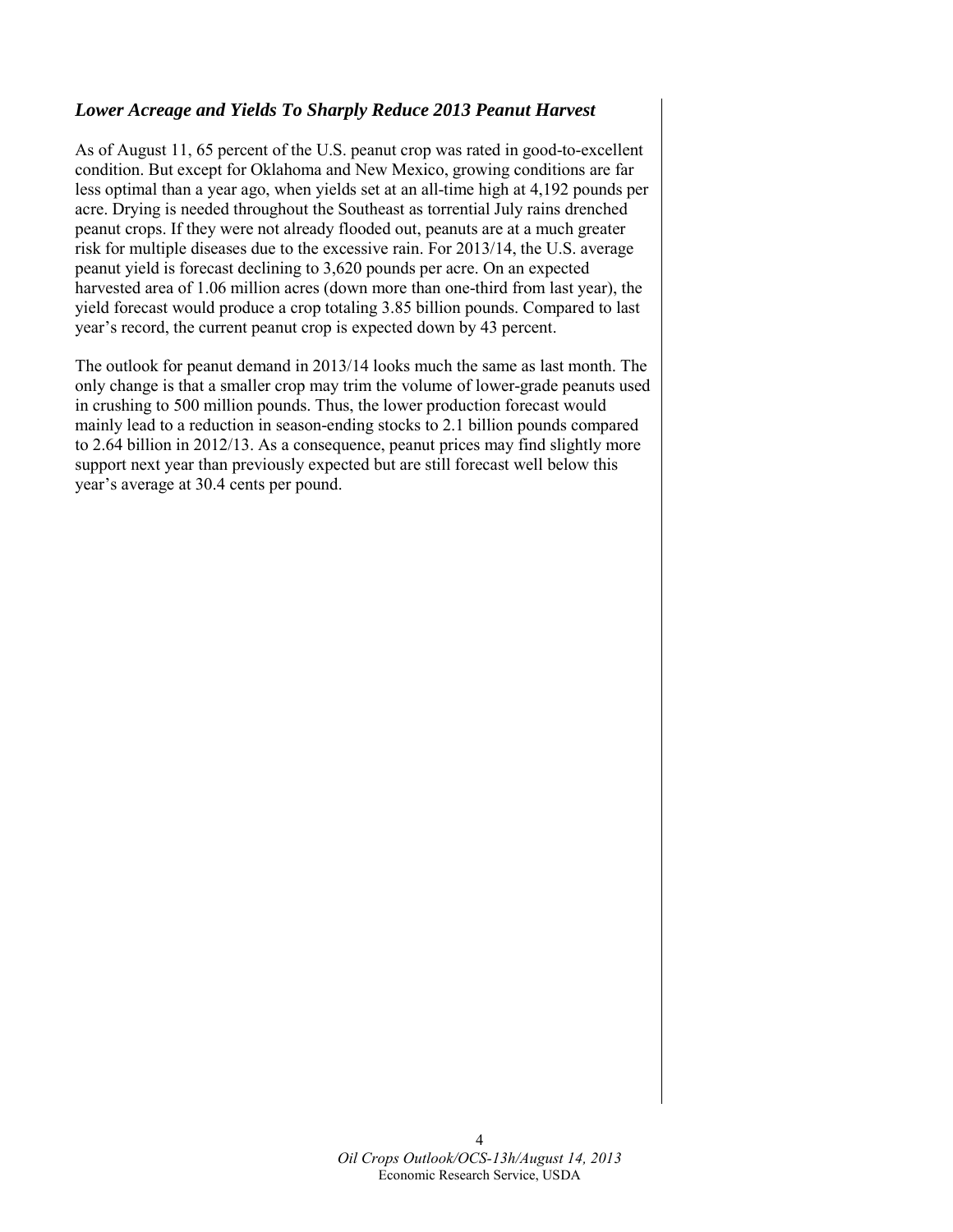### *Lower Acreage and Yields To Sharply Reduce 2013 Peanut Harvest*

As of August 11, 65 percent of the U.S. peanut crop was rated in good-to-excellent condition. But except for Oklahoma and New Mexico, growing conditions are far less optimal than a year ago, when yields set at an all-time high at 4,192 pounds per acre. Drying is needed throughout the Southeast as torrential July rains drenched peanut crops. If they were not already flooded out, peanuts are at a much greater risk for multiple diseases due to the excessive rain. For 2013/14, the U.S. average peanut yield is forecast declining to 3,620 pounds per acre. On an expected harvested area of 1.06 million acres (down more than one-third from last year), the yield forecast would produce a crop totaling 3.85 billion pounds. Compared to last year's record, the current peanut crop is expected down by 43 percent.

The outlook for peanut demand in 2013/14 looks much the same as last month. The only change is that a smaller crop may trim the volume of lower-grade peanuts used in crushing to 500 million pounds. Thus, the lower production forecast would mainly lead to a reduction in season-ending stocks to 2.1 billion pounds compared to 2.64 billion in 2012/13. As a consequence, peanut prices may find slightly more support next year than previously expected but are still forecast well below this year's average at 30.4 cents per pound.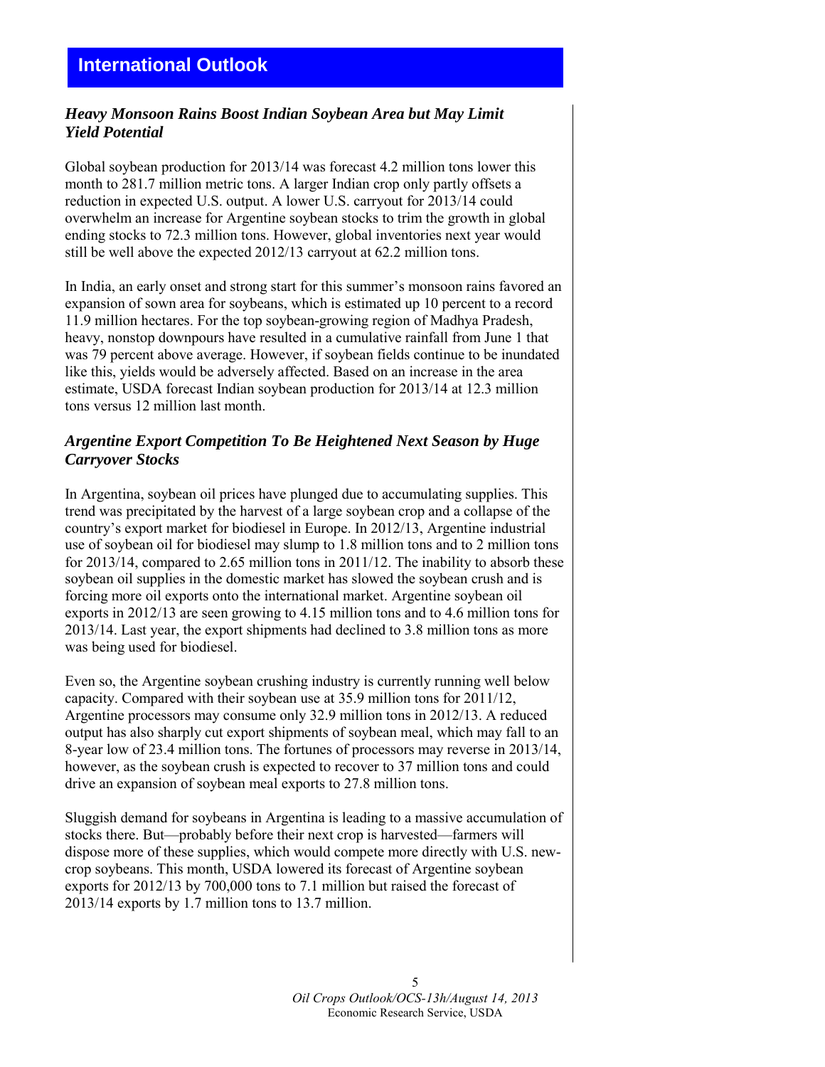# International Outlook

### *Heavy Monsoon Rains Boost Indian Soybean Area but May Limit Yield Potential*

Global soybean production for 2013/14 was forecast 4.2 million tons lower this month to 281.7 million metric tons. A larger Indian crop only partly offsets a reduction in expected U.S. output. A lower U.S. carryout for 2013/14 could overwhelm an increase for Argentine soybean stocks to trim the growth in global ending stocks to 72.3 million tons. However, global inventories next year would still be well above the expected 2012/13 carryout at 62.2 million tons.

In India, an early onset and strong start for this summer's monsoon rains favored an expansion of sown area for soybeans, which is estimated up 10 percent to a record 11.9 million hectares. For the top soybean-growing region of Madhya Pradesh, heavy, nonstop downpours have resulted in a cumulative rainfall from June 1 that was 79 percent above average. However, if soybean fields continue to be inundated like this, yields would be adversely affected. Based on an increase in the area estimate, USDA forecast Indian soybean production for 2013/14 at 12.3 million tons versus 12 million last month.

### *Argentine Export Competition To Be Heightened Next Season by Huge Carryover Stocks*

In Argentina, soybean oil prices have plunged due to accumulating supplies. This trend was precipitated by the harvest of a large soybean crop and a collapse of the country's export market for biodiesel in Europe. In 2012/13, Argentine industrial use of soybean oil for biodiesel may slump to 1.8 million tons and to 2 million tons for 2013/14, compared to 2.65 million tons in 2011/12. The inability to absorb these soybean oil supplies in the domestic market has slowed the soybean crush and is forcing more oil exports onto the international market. Argentine soybean oil exports in 2012/13 are seen growing to 4.15 million tons and to 4.6 million tons for 2013/14. Last year, the export shipments had declined to 3.8 million tons as more was being used for biodiesel.

Even so, the Argentine soybean crushing industry is currently running well below capacity. Compared with their soybean use at 35.9 million tons for 2011/12, Argentine processors may consume only 32.9 million tons in 2012/13. A reduced output has also sharply cut export shipments of soybean meal, which may fall to an 8-year low of 23.4 million tons. The fortunes of processors may reverse in 2013/14, however, as the soybean crush is expected to recover to 37 million tons and could drive an expansion of soybean meal exports to 27.8 million tons.

Sluggish demand for soybeans in Argentina is leading to a massive accumulation of stocks there. But—probably before their next crop is harvested—farmers will dispose more of these supplies, which would compete more directly with U.S. new-crop soybeans. This month, USDA lowered its forecast of Argentine soybean exports for 2012/13 by 700,000 tons to 7.1 million but raised the forecast of 2013/14 exports by 1.7 million tons to 13.7 million.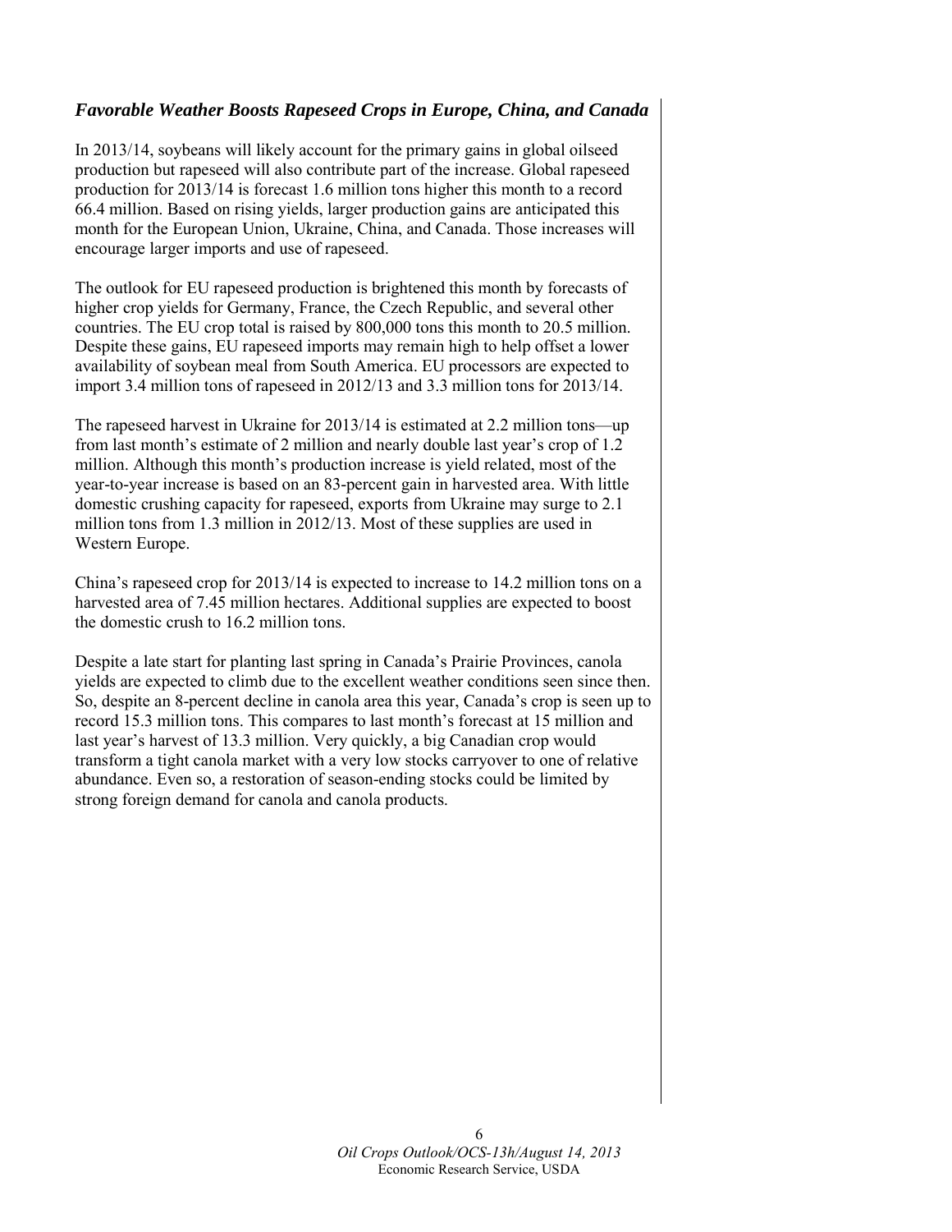### *Favorable Weather Boosts Rapeseed Crops in Europe, China, and Canada*

In 2013/14, soybeans will likely account for the primary gains in global oilseed production but rapeseed will also contribute part of the increase. Global rapeseed production for 2013/14 is forecast 1.6 million tons higher this month to a record 66.4 million. Based on rising yields, larger production gains are anticipated this month for the European Union, Ukraine, China, and Canada. Those increases will encourage larger imports and use of rapeseed.

The outlook for EU rapeseed production is brightened this month by forecasts of higher crop yields for Germany, France, the Czech Republic, and several other countries. The EU crop total is raised by 800,000 tons this month to 20.5 million. Despite these gains, EU rapeseed imports may remain high to help offset a lower availability of soybean meal from South America. EU processors are expected to import 3.4 million tons of rapeseed in 2012/13 and 3.3 million tons for 2013/14.

The rapeseed harvest in Ukraine for 2013/14 is estimated at 2.2 million tons—up from last month's estimate of 2 million and nearly double last year's crop of 1.2 million. Although this month's production increase is yield related, most of the year-to-year increase is based on an 83-percent gain in harvested area. With little domestic crushing capacity for rapeseed, exports from Ukraine may surge to 2.1 million tons from 1.3 million in 2012/13. Most of these supplies are used in Western Europe.

China's rapeseed crop for 2013/14 is expected to increase to 14.2 million tons on a harvested area of 7.45 million hectares. Additional supplies are expected to boost the domestic crush to 16.2 million tons.

Despite a late start for planting last spring in Canada's Prairie Provinces, canola yields are expected to climb due to the excellent weather conditions seen since then. So, despite an 8-percent decline in canola area this year, Canada's crop is seen up to record 15.3 million tons. This compares to last month's forecast at 15 million and last year's harvest of 13.3 million. Very quickly, a big Canadian crop would transform a tight canola market with a very low stocks carryover to one of relative abundance. Even so, a restoration of season-ending stocks could be limited by strong foreign demand for canola and canola products.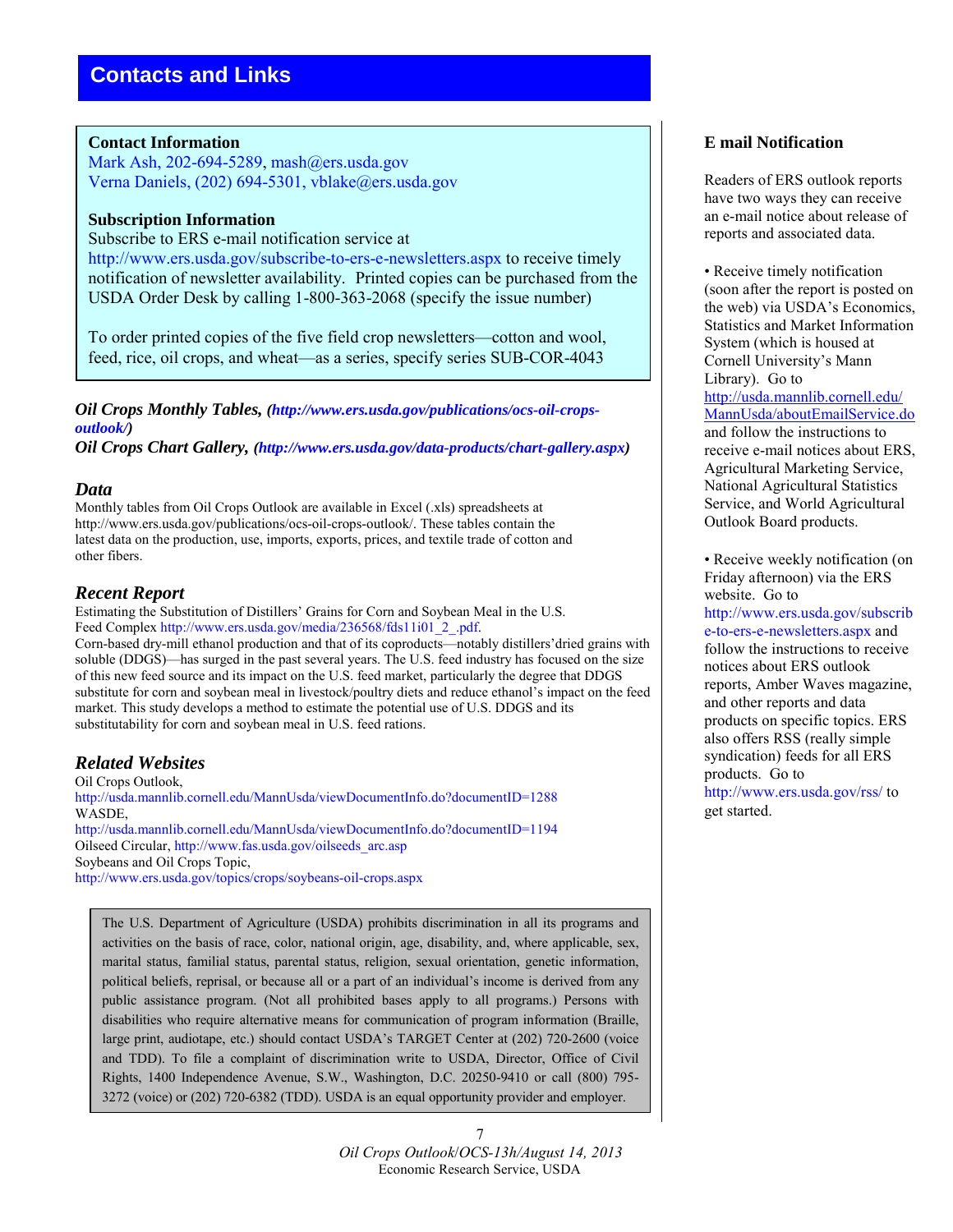# Contacts and Links

**Contact Information**
Mark Ash, 202-694-5289, mash@ers.usda.gov
Verna Daniels, (202) 694-5301, vblake@ers.usda.gov

**Subscription Information**
Subscribe to ERS e-mail notification service at http://www.ers.usda.gov/subscribe-to-ers-e-newsletters.aspx to receive timely notification of newsletter availability. Printed copies can be purchased from the USDA Order Desk by calling 1-800-363-2068 (specify the issue number)

To order printed copies of the five field crop newsletters—cotton and wool, feed, rice, oil crops, and wheat—as a series, specify series SUB-COR-4043

***Oil Crops Monthly Tables, (http://www.ers.usda.gov/publications/ocs-oil-crops-outlook/)***
***Oil Crops Chart Gallery, (http://www.ers.usda.gov/data-products/chart-gallery.aspx)***

## *Data*

Monthly tables from Oil Crops Outlook are available in Excel (.xls) spreadsheets at http://www.ers.usda.gov/publications/ocs-oil-crops-outlook/. These tables contain the latest data on the production, use, imports, exports, prices, and textile trade of cotton and other fibers.

## *Recent Report*

Estimating the Substitution of Distillers' Grains for Corn and Soybean Meal in the U.S. Feed Complex http://www.ers.usda.gov/media/236568/fds11i01_2_.pdf.
Corn-based dry-mill ethanol production and that of its coproducts—notably distillers'dried grains with soluble (DDGS)—has surged in the past several years. The U.S. feed industry has focused on the size of this new feed source and its impact on the U.S. feed market, particularly the degree that DDGS substitute for corn and soybean meal in livestock/poultry diets and reduce ethanol's impact on the feed market. This study develops a method to estimate the potential use of U.S. DDGS and its substitutability for corn and soybean meal in U.S. feed rations.

## *Related Websites*

Oil Crops Outlook,
http://usda.mannlib.cornell.edu/MannUsda/viewDocumentInfo.do?documentID=1288
WASDE,
http://usda.mannlib.cornell.edu/MannUsda/viewDocumentInfo.do?documentID=1194
Oilseed Circular, http://www.fas.usda.gov/oilseeds_arc.asp
Soybeans and Oil Crops Topic,
http://www.ers.usda.gov/topics/crops/soybeans-oil-crops.aspx

The U.S. Department of Agriculture (USDA) prohibits discrimination in all its programs and activities on the basis of race, color, national origin, age, disability, and, where applicable, sex, marital status, familial status, parental status, religion, sexual orientation, genetic information, political beliefs, reprisal, or because all or a part of an individual's income is derived from any public assistance program. (Not all prohibited bases apply to all programs.) Persons with disabilities who require alternative means for communication of program information (Braille, large print, audiotape, etc.) should contact USDA's TARGET Center at (202) 720-2600 (voice and TDD). To file a complaint of discrimination write to USDA, Director, Office of Civil Rights, 1400 Independence Avenue, S.W., Washington, D.C. 20250-9410 or call (800) 795-3272 (voice) or (202) 720-6382 (TDD). USDA is an equal opportunity provider and employer.

## E mail Notification

Readers of ERS outlook reports have two ways they can receive an e-mail notice about release of reports and associated data.

- Receive timely notification (soon after the report is posted on the web) via USDA's Economics, Statistics and Market Information System (which is housed at Cornell University's Mann Library). Go to http://usda.mannlib.cornell.edu/MannUsda/aboutEmailService.do and follow the instructions to receive e-mail notices about ERS, Agricultural Marketing Service, National Agricultural Statistics Service, and World Agricultural Outlook Board products.

- Receive weekly notification (on Friday afternoon) via the ERS website. Go to http://www.ers.usda.gov/subscribe-to-ers-e-newsletters.aspx and follow the instructions to receive notices about ERS outlook reports, Amber Waves magazine, and other reports and data products on specific topics. ERS also offers RSS (really simple syndication) feeds for all ERS products. Go to http://www.ers.usda.gov/rss/ to get started.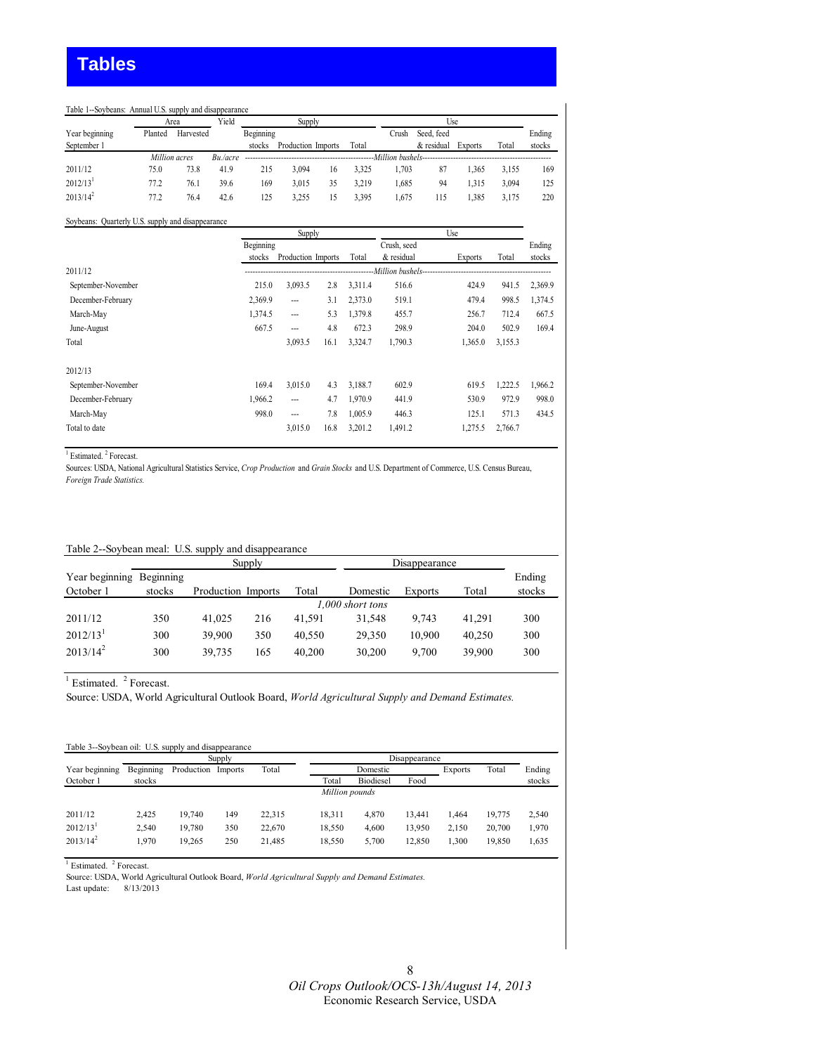# Tables

Table 1--Soybeans: Annual U.S. supply and disappearance

| Year beginning September 1 | Area | | Yield | Supply | | | | Use | | | | Ending stocks |
|---|---|---|---|---|---|---|---|---|---|---|---|---|
| | Planted | Harvested | | Beginning stocks | Production | Imports | Total | Crush | Seed, feed & residual | Exports | Total | |
| | *Million acres* | | *Bu./acre* | Million bushels | | | | | | | | |
| 2011/12 | 75.0 | 73.8 | 41.9 | 215 | 3,094 | 16 | 3,325 | 1,703 | 87 | 1,365 | 3,155 | 169 |
| 2012/13[1] | 77.2 | 76.1 | 39.6 | 169 | 3,015 | 35 | 3,219 | 1,685 | 94 | 1,315 | 3,094 | 125 |
| 2013/14[2] | 77.2 | 76.4 | 42.6 | 125 | 3,255 | 15 | 3,395 | 1,675 | 115 | 1,385 | 3,175 | 220 |

Soybeans: Quarterly U.S. supply and disappearance

| | Supply | | | | Use | | | Ending stocks |
|---|---|---|---|---|---|---|---|---|
| | Beginning stocks | Production | Imports | Total | Crush, seed & residual | Exports | Total | |
| 2011/12 | Million bushels | | | | | | | |
| September-November | 215.0 | 3,093.5 | 2.8 | 3,311.4 | 516.6 | 424.9 | 941.5 | 2,369.9 |
| December-February | 2,369.9 | --- | 3.1 | 2,373.0 | 519.1 | 479.4 | 998.5 | 1,374.5 |
| March-May | 1,374.5 | --- | 5.3 | 1,379.8 | 455.7 | 256.7 | 712.4 | 667.5 |
| June-August | 667.5 | --- | 4.8 | 672.3 | 298.9 | 204.0 | 502.9 | 169.4 |
| Total | | 3,093.5 | 16.1 | 3,324.7 | 1,790.3 | 1,365.0 | 3,155.3 | |
| 2012/13 | | | | | | | | |
| September-November | 169.4 | 3,015.0 | 4.3 | 3,188.7 | 602.9 | 619.5 | 1,222.5 | 1,966.2 |
| December-February | 1,966.2 | --- | 4.7 | 1,970.9 | 441.9 | 530.9 | 972.9 | 998.0 |
| March-May | 998.0 | --- | 7.8 | 1,005.9 | 446.3 | 125.1 | 571.3 | 434.5 |
| Total to date | | 3,015.0 | 16.8 | 3,201.2 | 1,491.2 | 1,275.5 | 2,766.7 | |

[1] Estimated. [2] Forecast.

Sources: USDA, National Agricultural Statistics Service, *Crop Production* and *Grain Stocks* and U.S. Department of Commerce, U.S. Census Bureau, *Foreign Trade Statistics.*

Table 2--Soybean meal: U.S. supply and disappearance

| Year beginning October 1 | Supply | | | | Disappearance | | | Ending stocks |
|---|---|---|---|---|---|---|---|---|
| | Beginning stocks | Production | Imports | Total | Domestic | Exports | Total | |
| | *1,000 short tons* | | | | | | | |
| 2011/12 | 350 | 41,025 | 216 | 41,591 | 31,548 | 9,743 | 41,291 | 300 |
| 2012/13[1] | 300 | 39,900 | 350 | 40,550 | 29,350 | 10,900 | 40,250 | 300 |
| 2013/14[2] | 300 | 39,735 | 165 | 40,200 | 30,200 | 9,700 | 39,900 | 300 |

[1] Estimated. [2] Forecast.

Source: USDA, World Agricultural Outlook Board, *World Agricultural Supply and Demand Estimates.*

Table 3--Soybean oil: U.S. supply and disappearance

| Year beginning October 1 | Supply | | | | Disappearance | | | | | Ending stocks |
|---|---|---|---|---|---|---|---|---|---|---|
| | Beginning stocks | Production | Imports | Total | Domestic | | | Exports | Total | |
| | | | | | Total | Biodiesel | Food | | | |
| | *Million pounds* | | | | | | | | | |
| 2011/12 | 2,425 | 19,740 | 149 | 22,315 | 18,311 | 4,870 | 13,441 | 1,464 | 19,775 | 2,540 |
| 2012/13[1] | 2,540 | 19,780 | 350 | 22,670 | 18,550 | 4,600 | 13,950 | 2,150 | 20,700 | 1,970 |
| 2013/14[2] | 1,970 | 19,265 | 250 | 21,485 | 18,550 | 5,700 | 12,850 | 1,300 | 19,850 | 1,635 |

[1] Estimated. [2] Forecast.

Source: USDA, World Agricultural Outlook Board, *World Agricultural Supply and Demand Estimates.*

Last update: 8/13/2013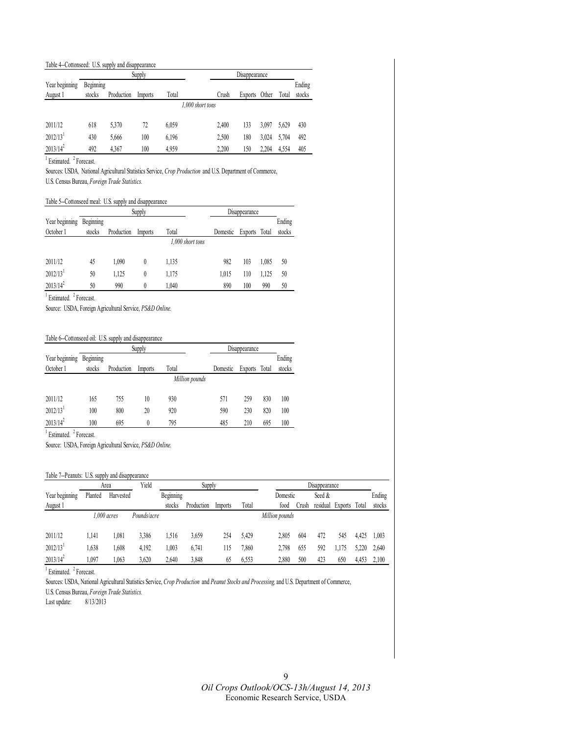Table 4--Cottonseed: U.S. supply and disappearance

| Year beginning August 1 | Supply | | | | Disappearance | | | | Ending stocks |
|---|---|---|---|---|---|---|---|---|---|
| | Beginning stocks | Production | Imports | Total | Crush | Exports | Other | Total | |
| | *1,000 short tons* | | | | | | | | |
| 2011/12 | 618 | 5,370 | 72 | 6,059 | 2,400 | 133 | 3,097 | 5,629 | 430 |
| 2012/13[1] | 430 | 5,666 | 100 | 6,196 | 2,500 | 180 | 3,024 | 5,704 | 492 |
| 2013/14[2] | 492 | 4,367 | 100 | 4,959 | 2,200 | 150 | 2,204 | 4,554 | 405 |

[1] Estimated. [2] Forecast.

Sources: USDA, National Agricultural Statistics Service, *Crop Production* and U.S. Department of Commerce, U.S. Census Bureau, *Foreign Trade Statistics.*

Table 5--Cottonseed meal: U.S. supply and disappearance

| Year beginning October 1 | Supply | | | | Disappearance | | | Ending stocks |
|---|---|---|---|---|---|---|---|---|
| | Beginning stocks | Production | Imports | Total | Domestic | Exports | Total | |
| | *1,000 short tons* | | | | | | | |
| 2011/12 | 45 | 1,090 | 0 | 1,135 | 982 | 103 | 1,085 | 50 |
| 2012/13[1] | 50 | 1,125 | 0 | 1,175 | 1,015 | 110 | 1,125 | 50 |
| 2013/14[2] | 50 | 990 | 0 | 1,040 | 890 | 100 | 990 | 50 |

[1] Estimated. [2] Forecast.

Source: USDA, Foreign Agricultural Service, *PS&D Online.*

Table 6--Cottonseed oil: U.S. supply and disappearance

| Year beginning October 1 | Supply | | | | Disappearance | | | Ending stocks |
|---|---|---|---|---|---|---|---|---|
| | Beginning stocks | Production | Imports | Total | Domestic | Exports | Total | |
| | *Million pounds* | | | | | | | |
| 2011/12 | 165 | 755 | 10 | 930 | 571 | 259 | 830 | 100 |
| 2012/13[1] | 100 | 800 | 20 | 920 | 590 | 230 | 820 | 100 |
| 2013/14[2] | 100 | 695 | 0 | 795 | 485 | 210 | 695 | 100 |

[1] Estimated. [2] Forecast.

Source: USDA, Foreign Agricultural Service, *PS&D Online.*

Table 7--Peanuts: U.S. supply and disappearance

| Year beginning August 1 | Area | | Yield | Supply | | | | Disappearance | | | | | Ending stocks |
|---|---|---|---|---|---|---|---|---|---|---|---|---|---|
| | Planted | Harvested | | Beginning stocks | Production | Imports | Total | Domestic food | Crush | Seed & residual | Exports | Total | |
| | *1,000 acres* | | *Pounds/acre* | *Million pounds* | | | | | | | | | |
| 2011/12 | 1,141 | 1,081 | 3,386 | 1,516 | 3,659 | 254 | 5,429 | 2,805 | 604 | 472 | 545 | 4,425 | 1,003 |
| 2012/13[1] | 1,638 | 1,608 | 4,192 | 1,003 | 6,741 | 115 | 7,860 | 2,798 | 655 | 592 | 1,175 | 5,220 | 2,640 |
| 2013/14[2] | 1,097 | 1,063 | 3,620 | 2,640 | 3,848 | 65 | 6,553 | 2,880 | 500 | 423 | 650 | 4,453 | 2,100 |

[1] Estimated. [2] Forecast.

Sources: USDA, National Agricultural Statistics Service, *Crop Production* and *Peanut Stocks and Processing,* and U.S. Department of Commerce, U.S. Census Bureau, *Foreign Trade Statistics.*

Last update: 8/13/2013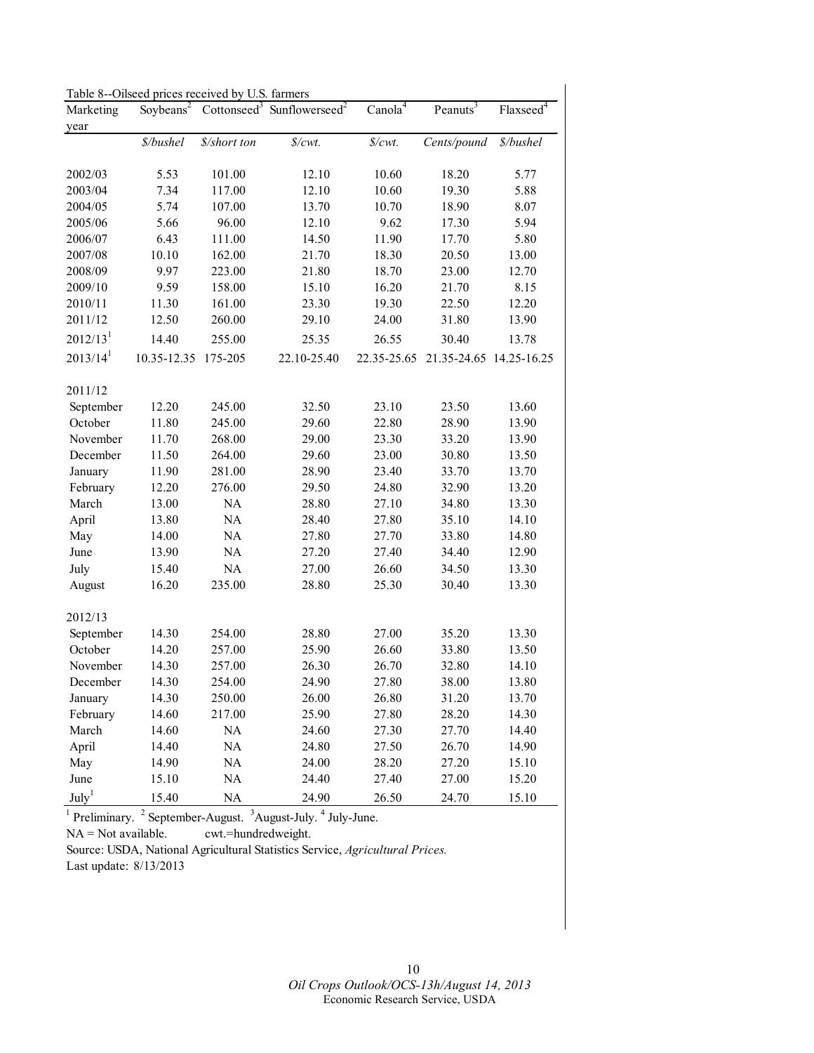Table 8--Oilseed prices received by U.S. farmers

| Marketing year | Soybeans[2] | Cottonseed[3] | Sunflowerseed[2] | Canola[4] | Peanuts[3] | Flaxseed[4] |
|---|---|---|---|---|---|---|
| | *$/bushel* | *$/short ton* | *$/cwt.* | *$/cwt.* | *Cents/pound* | *$/bushel* |
| 2002/03 | 5.53 | 101.00 | 12.10 | 10.60 | 18.20 | 5.77 |
| 2003/04 | 7.34 | 117.00 | 12.10 | 10.60 | 19.30 | 5.88 |
| 2004/05 | 5.74 | 107.00 | 13.70 | 10.70 | 18.90 | 8.07 |
| 2005/06 | 5.66 | 96.00 | 12.10 | 9.62 | 17.30 | 5.94 |
| 2006/07 | 6.43 | 111.00 | 14.50 | 11.90 | 17.70 | 5.80 |
| 2007/08 | 10.10 | 162.00 | 21.70 | 18.30 | 20.50 | 13.00 |
| 2008/09 | 9.97 | 223.00 | 21.80 | 18.70 | 23.00 | 12.70 |
| 2009/10 | 9.59 | 158.00 | 15.10 | 16.20 | 21.70 | 8.15 |
| 2010/11 | 11.30 | 161.00 | 23.30 | 19.30 | 22.50 | 12.20 |
| 2011/12 | 12.50 | 260.00 | 29.10 | 24.00 | 31.80 | 13.90 |
| 2012/13[1] | 14.40 | 255.00 | 25.35 | 26.55 | 30.40 | 13.78 |
| 2013/14[1] | 10.35-12.35 | 175-205 | 22.10-25.40 | 22.35-25.65 | 21.35-24.65 | 14.25-16.25 |
| 2011/12 | | | | | | |
| September | 12.20 | 245.00 | 32.50 | 23.10 | 23.50 | 13.60 |
| October | 11.80 | 245.00 | 29.60 | 22.80 | 28.90 | 13.90 |
| November | 11.70 | 268.00 | 29.00 | 23.30 | 33.20 | 13.90 |
| December | 11.50 | 264.00 | 29.60 | 23.00 | 30.80 | 13.50 |
| January | 11.90 | 281.00 | 28.90 | 23.40 | 33.70 | 13.70 |
| February | 12.20 | 276.00 | 29.50 | 24.80 | 32.90 | 13.20 |
| March | 13.00 | NA | 28.80 | 27.10 | 34.80 | 13.30 |
| April | 13.80 | NA | 28.40 | 27.80 | 35.10 | 14.10 |
| May | 14.00 | NA | 27.80 | 27.70 | 33.80 | 14.80 |
| June | 13.90 | NA | 27.20 | 27.40 | 34.40 | 12.90 |
| July | 15.40 | NA | 27.00 | 26.60 | 34.50 | 13.30 |
| August | 16.20 | 235.00 | 28.80 | 25.30 | 30.40 | 13.30 |
| 2012/13 | | | | | | |
| September | 14.30 | 254.00 | 28.80 | 27.00 | 35.20 | 13.30 |
| October | 14.20 | 257.00 | 25.90 | 26.60 | 33.80 | 13.50 |
| November | 14.30 | 257.00 | 26.30 | 26.70 | 32.80 | 14.10 |
| December | 14.30 | 254.00 | 24.90 | 27.80 | 38.00 | 13.80 |
| January | 14.30 | 250.00 | 26.00 | 26.80 | 31.20 | 13.70 |
| February | 14.60 | 217.00 | 25.90 | 27.80 | 28.20 | 14.30 |
| March | 14.60 | NA | 24.60 | 27.30 | 27.70 | 14.40 |
| April | 14.40 | NA | 24.80 | 27.50 | 26.70 | 14.90 |
| May | 14.90 | NA | 24.00 | 28.20 | 27.20 | 15.10 |
| June | 15.10 | NA | 24.40 | 27.40 | 27.00 | 15.20 |
| July[1] | 15.40 | NA | 24.90 | 26.50 | 24.70 | 15.10 |

[1] Preliminary. [2] September-August. [3] August-July. [4] July-June.

NA = Not available. cwt.=hundredweight.

Source: USDA, National Agricultural Statistics Service, *Agricultural Prices.*

Last update: 8/13/2013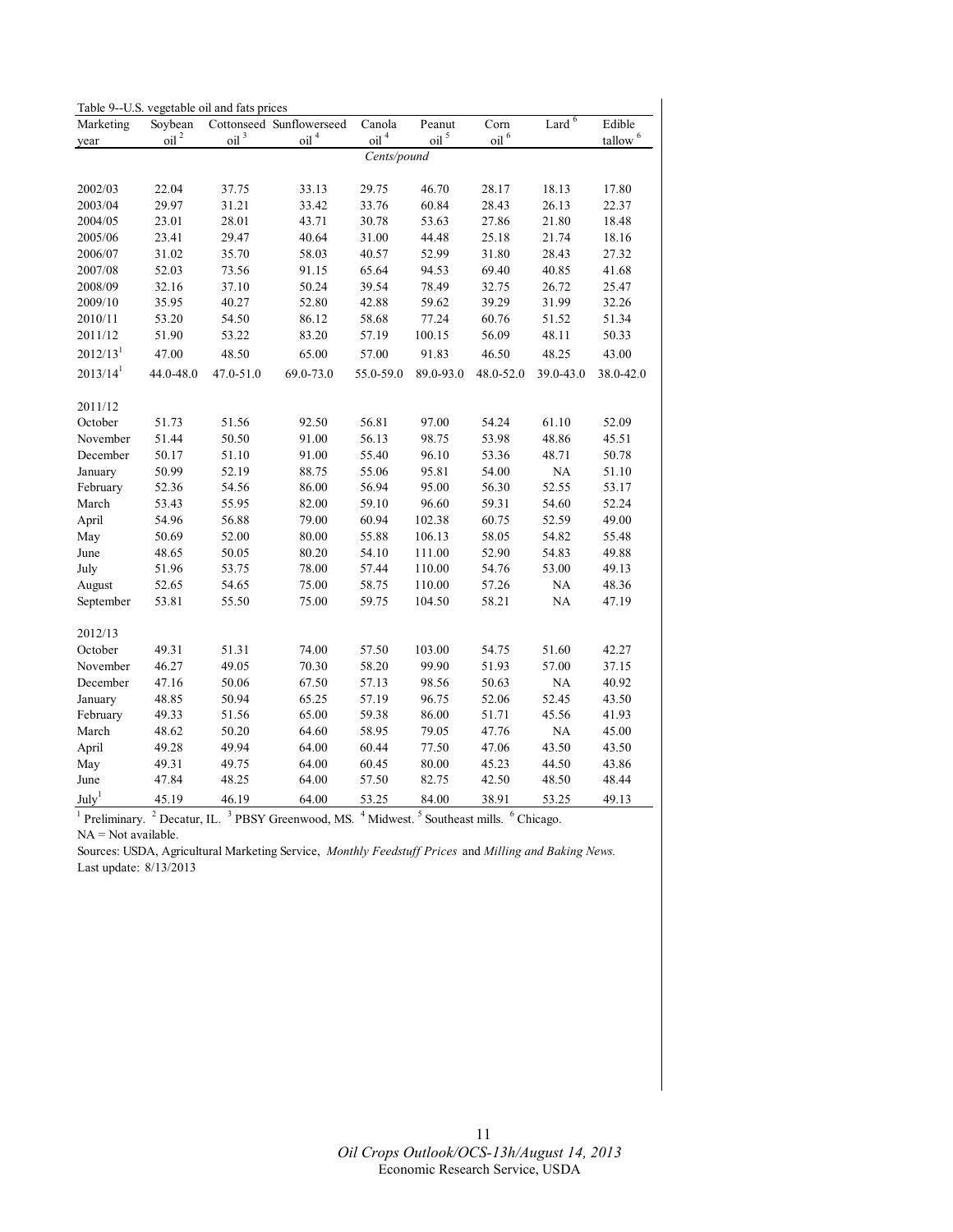Table 9--U.S. vegetable oil and fats prices

| Marketing year | Soybean oil [2] | Cottonseed oil [3] | Sunflowerseed oil [4] | Canola oil [4] | Peanut oil [5] | Corn oil [6] | Lard [6] | Edible tallow [6] |
|---|---|---|---|---|---|---|---|---|
| | | | | *Cents/pound* | | | | |
| 2002/03 | 22.04 | 37.75 | 33.13 | 29.75 | 46.70 | 28.17 | 18.13 | 17.80 |
| 2003/04 | 29.97 | 31.21 | 33.42 | 33.76 | 60.84 | 28.43 | 26.13 | 22.37 |
| 2004/05 | 23.01 | 28.01 | 43.71 | 30.78 | 53.63 | 27.86 | 21.80 | 18.48 |
| 2005/06 | 23.41 | 29.47 | 40.64 | 31.00 | 44.48 | 25.18 | 21.74 | 18.16 |
| 2006/07 | 31.02 | 35.70 | 58.03 | 40.57 | 52.99 | 31.80 | 28.43 | 27.32 |
| 2007/08 | 52.03 | 73.56 | 91.15 | 65.64 | 94.53 | 69.40 | 40.85 | 41.68 |
| 2008/09 | 32.16 | 37.10 | 50.24 | 39.54 | 78.49 | 32.75 | 26.72 | 25.47 |
| 2009/10 | 35.95 | 40.27 | 52.80 | 42.88 | 59.62 | 39.29 | 31.99 | 32.26 |
| 2010/11 | 53.20 | 54.50 | 86.12 | 58.68 | 77.24 | 60.76 | 51.52 | 51.34 |
| 2011/12 | 51.90 | 53.22 | 83.20 | 57.19 | 100.15 | 56.09 | 48.11 | 50.33 |
| 2012/13[1] | 47.00 | 48.50 | 65.00 | 57.00 | 91.83 | 46.50 | 48.25 | 43.00 |
| 2013/14[1] | 44.0-48.0 | 47.0-51.0 | 69.0-73.0 | 55.0-59.0 | 89.0-93.0 | 48.0-52.0 | 39.0-43.0 | 38.0-42.0 |
| **2011/12** | | | | | | | | |
| October | 51.73 | 51.56 | 92.50 | 56.81 | 97.00 | 54.24 | 61.10 | 52.09 |
| November | 51.44 | 50.50 | 91.00 | 56.13 | 98.75 | 53.98 | 48.86 | 45.51 |
| December | 50.17 | 51.10 | 91.00 | 55.40 | 96.10 | 53.36 | 48.71 | 50.78 |
| January | 50.99 | 52.19 | 88.75 | 55.06 | 95.81 | 54.00 | NA | 51.10 |
| February | 52.36 | 54.56 | 86.00 | 56.94 | 95.00 | 56.30 | 52.55 | 53.17 |
| March | 53.43 | 55.95 | 82.00 | 59.10 | 96.60 | 59.31 | 54.60 | 52.24 |
| April | 54.96 | 56.88 | 79.00 | 60.94 | 102.38 | 60.75 | 52.59 | 49.00 |
| May | 50.69 | 52.00 | 80.00 | 55.88 | 106.13 | 58.05 | 54.82 | 55.48 |
| June | 48.65 | 50.05 | 80.20 | 54.10 | 111.00 | 52.90 | 54.83 | 49.88 |
| July | 51.96 | 53.75 | 78.00 | 57.44 | 110.00 | 54.76 | 53.00 | 49.13 |
| August | 52.65 | 54.65 | 75.00 | 58.75 | 110.00 | 57.26 | NA | 48.36 |
| September | 53.81 | 55.50 | 75.00 | 59.75 | 104.50 | 58.21 | NA | 47.19 |
| **2012/13** | | | | | | | | |
| October | 49.31 | 51.31 | 74.00 | 57.50 | 103.00 | 54.75 | 51.60 | 42.27 |
| November | 46.27 | 49.05 | 70.30 | 58.20 | 99.90 | 51.93 | 57.00 | 37.15 |
| December | 47.16 | 50.06 | 67.50 | 57.13 | 98.56 | 50.63 | NA | 40.92 |
| January | 48.85 | 50.94 | 65.25 | 57.19 | 96.75 | 52.06 | 52.45 | 43.50 |
| February | 49.33 | 51.56 | 65.00 | 59.38 | 86.00 | 51.71 | 45.56 | 41.93 |
| March | 48.62 | 50.20 | 64.60 | 58.95 | 79.05 | 47.76 | NA | 45.00 |
| April | 49.28 | 49.94 | 64.00 | 60.44 | 77.50 | 47.06 | 43.50 | 43.50 |
| May | 49.31 | 49.75 | 64.00 | 60.45 | 80.00 | 45.23 | 44.50 | 43.86 |
| June | 47.84 | 48.25 | 64.00 | 57.50 | 82.75 | 42.50 | 48.50 | 48.44 |
| July[1] | 45.19 | 46.19 | 64.00 | 53.25 | 84.00 | 38.91 | 53.25 | 49.13 |

[1] Preliminary. [2] Decatur, IL. [3] PBSY Greenwood, MS. [4] Midwest. [5] Southeast mills. [6] Chicago.

NA = Not available.

Sources: USDA, Agricultural Marketing Service, *Monthly Feedstuff Prices* and *Milling and Baking News.*

Last update: 8/13/2013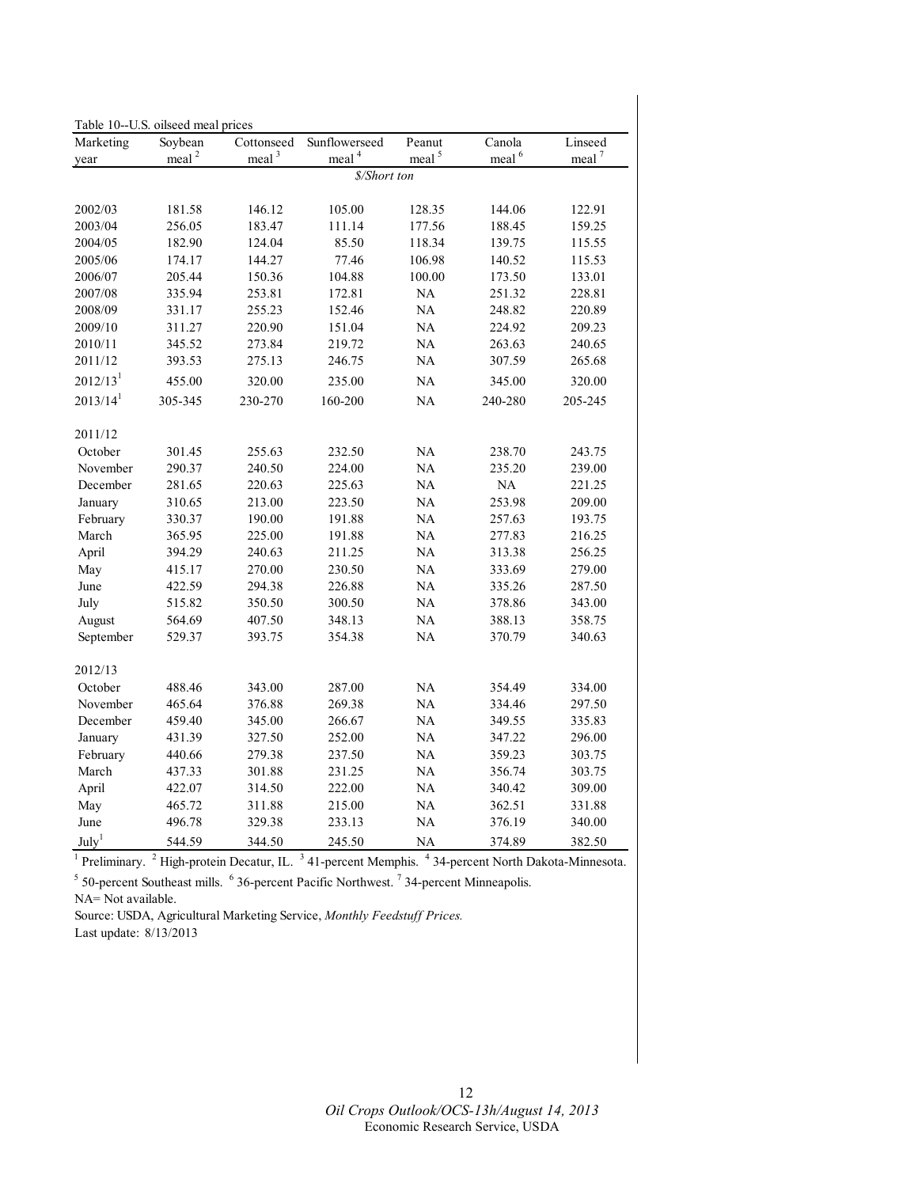Table 10--U.S. oilseed meal prices

| Marketing year | Soybean meal [2] | Cottonseed meal [3] | Sunflowerseed meal [4] | Peanut meal [5] | Canola meal [6] | Linseed meal [7] |
|---|---|---|---|---|---|---|
| | | | $/Short ton | | | |
| 2002/03 | 181.58 | 146.12 | 105.00 | 128.35 | 144.06 | 122.91 |
| 2003/04 | 256.05 | 183.47 | 111.14 | 177.56 | 188.45 | 159.25 |
| 2004/05 | 182.90 | 124.04 | 85.50 | 118.34 | 139.75 | 115.55 |
| 2005/06 | 174.17 | 144.27 | 77.46 | 106.98 | 140.52 | 115.53 |
| 2006/07 | 205.44 | 150.36 | 104.88 | 100.00 | 173.50 | 133.01 |
| 2007/08 | 335.94 | 253.81 | 172.81 | NA | 251.32 | 228.81 |
| 2008/09 | 331.17 | 255.23 | 152.46 | NA | 248.82 | 220.89 |
| 2009/10 | 311.27 | 220.90 | 151.04 | NA | 224.92 | 209.23 |
| 2010/11 | 345.52 | 273.84 | 219.72 | NA | 263.63 | 240.65 |
| 2011/12 | 393.53 | 275.13 | 246.75 | NA | 307.59 | 265.68 |
| 2012/13 [1] | 455.00 | 320.00 | 235.00 | NA | 345.00 | 320.00 |
| 2013/14 [1] | 305-345 | 230-270 | 160-200 | NA | 240-280 | 205-245 |
| | | | | | | |
| 2011/12 | | | | | | |
| October | 301.45 | 255.63 | 232.50 | NA | 238.70 | 243.75 |
| November | 290.37 | 240.50 | 224.00 | NA | 235.20 | 239.00 |
| December | 281.65 | 220.63 | 225.63 | NA | NA | 221.25 |
| January | 310.65 | 213.00 | 223.50 | NA | 253.98 | 209.00 |
| February | 330.37 | 190.00 | 191.88 | NA | 257.63 | 193.75 |
| March | 365.95 | 225.00 | 191.88 | NA | 277.83 | 216.25 |
| April | 394.29 | 240.63 | 211.25 | NA | 313.38 | 256.25 |
| May | 415.17 | 270.00 | 230.50 | NA | 333.69 | 279.00 |
| June | 422.59 | 294.38 | 226.88 | NA | 335.26 | 287.50 |
| July | 515.82 | 350.50 | 300.50 | NA | 378.86 | 343.00 |
| August | 564.69 | 407.50 | 348.13 | NA | 388.13 | 358.75 |
| September | 529.37 | 393.75 | 354.38 | NA | 370.79 | 340.63 |
| | | | | | | |
| 2012/13 | | | | | | |
| October | 488.46 | 343.00 | 287.00 | NA | 354.49 | 334.00 |
| November | 465.64 | 376.88 | 269.38 | NA | 334.46 | 297.50 |
| December | 459.40 | 345.00 | 266.67 | NA | 349.55 | 335.83 |
| January | 431.39 | 327.50 | 252.00 | NA | 347.22 | 296.00 |
| February | 440.66 | 279.38 | 237.50 | NA | 359.23 | 303.75 |
| March | 437.33 | 301.88 | 231.25 | NA | 356.74 | 303.75 |
| April | 422.07 | 314.50 | 222.00 | NA | 340.42 | 309.00 |
| May | 465.72 | 311.88 | 215.00 | NA | 362.51 | 331.88 |
| June | 496.78 | 329.38 | 233.13 | NA | 376.19 | 340.00 |
| July [1] | 544.59 | 344.50 | 245.50 | NA | 374.89 | 382.50 |

[1] Preliminary. [2] High-protein Decatur, IL. [3] 41-percent Memphis. [4] 34-percent North Dakota-Minnesota.
[5] 50-percent Southeast mills. [6] 36-percent Pacific Northwest. [7] 34-percent Minneapolis.
NA= Not available.
Source: USDA, Agricultural Marketing Service, *Monthly Feedstuff Prices.*
Last update: 8/13/2013